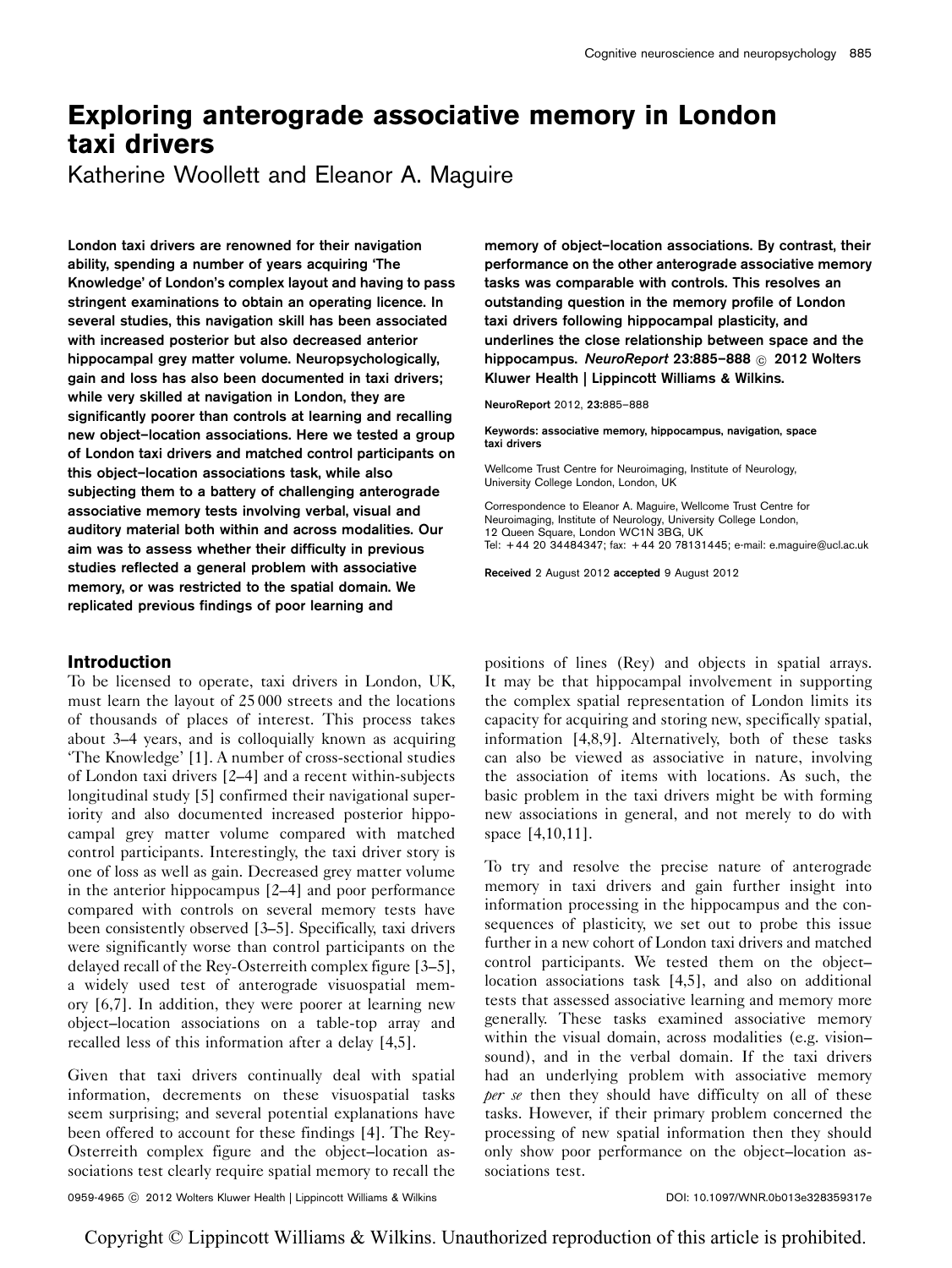# Exploring anterograde associative memory in London taxi drivers

Katherine Woollett and Eleanor A. Maguire

**London taxi drivers are renowned for their navigation ability, spending a number of years acquiring 'The Knowledge' of London's complex layout and having to pass stringent examinations to obtain an operating licence. In several studies, this navigation skill has been associated with increased posterior but also decreased anterior hippocampal grey matter volume. Neuropsychologically, gain and loss has also been documented in taxi drivers; while very skilled at navigation in London, they are significantly poorer than controls at learning and recalling new object–location associations. Here we tested a group of London taxi drivers and matched control participants on this object–location associations task, while also subjecting them to a battery of challenging anterograde associative memory tests involving verbal, visual and auditory material both within and across modalities. Our aim was to assess whether their difficulty in previous studies reflected a general problem with associative memory, or was restricted to the spatial domain. We replicated previous findings of poor learning and memory of object–location associations. By contrast, their performance on the other anterograde associative memory tasks was comparable with controls. This resolves an outstanding question in the memory profile of London taxi drivers following hippocampal plasticity, and underlines the close relationship between space and the hippocampus.** ***NeuroReport*** **23:885–888 © 2012 Wolters Kluwer Health | Lippincott Williams & Wilkins.**

**NeuroReport 2012, 23:885–888**

**Keywords: associative memory, hippocampus, navigation, space taxi drivers**

Wellcome Trust Centre for Neuroimaging, Institute of Neurology, University College London, London, UK

Correspondence to Eleanor A. Maguire, Wellcome Trust Centre for Neuroimaging, Institute of Neurology, University College London, 12 Queen Square, London WC1N 3BG, UK
Tel: +44 20 34484347; fax: +44 20 78131445; e-mail: e.maguire@ucl.ac.uk

**Received** 2 August 2012 **accepted** 9 August 2012

## Introduction

To be licensed to operate, taxi drivers in London, UK, must learn the layout of 25 000 streets and the locations of thousands of places of interest. This process takes about 3–4 years, and is colloquially known as acquiring 'The Knowledge' [1]. A number of cross-sectional studies of London taxi drivers [2–4] and a recent within-subjects longitudinal study [5] confirmed their navigational superiority and also documented increased posterior hippocampal grey matter volume compared with matched control participants. Interestingly, the taxi driver story is one of loss as well as gain. Decreased grey matter volume in the anterior hippocampus [2–4] and poor performance compared with controls on several memory tests have been consistently observed [3–5]. Specifically, taxi drivers were significantly worse than control participants on the delayed recall of the Rey-Osterreith complex figure [3–5], a widely used test of anterograde visuospatial memory [6,7]. In addition, they were poorer at learning new object–location associations on a table-top array and recalled less of this information after a delay [4,5].

Given that taxi drivers continually deal with spatial information, decrements on these visuospatial tasks seem surprising; and several potential explanations have been offered to account for these findings [4]. The Rey-Osterreith complex figure and the object–location associations test clearly require spatial memory to recall the positions of lines (Rey) and objects in spatial arrays. It may be that hippocampal involvement in supporting the complex spatial representation of London limits its capacity for acquiring and storing new, specifically spatial, information [4,8,9]. Alternatively, both of these tasks can also be viewed as associative in nature, involving the association of items with locations. As such, the basic problem in the taxi drivers might be with forming new associations in general, and not merely to do with space [4,10,11].

To try and resolve the precise nature of anterograde memory in taxi drivers and gain further insight into information processing in the hippocampus and the consequences of plasticity, we set out to probe this issue further in a new cohort of London taxi drivers and matched control participants. We tested them on the object–location associations task [4,5], and also on additional tests that assessed associative learning and memory more generally. These tasks examined associative memory within the visual domain, across modalities (e.g. vision–sound), and in the verbal domain. If the taxi drivers had an underlying problem with associative memory *per se* then they should have difficulty on all of these tasks. However, if their primary problem concerned the processing of new spatial information then they should only show poor performance on the object–location associations test.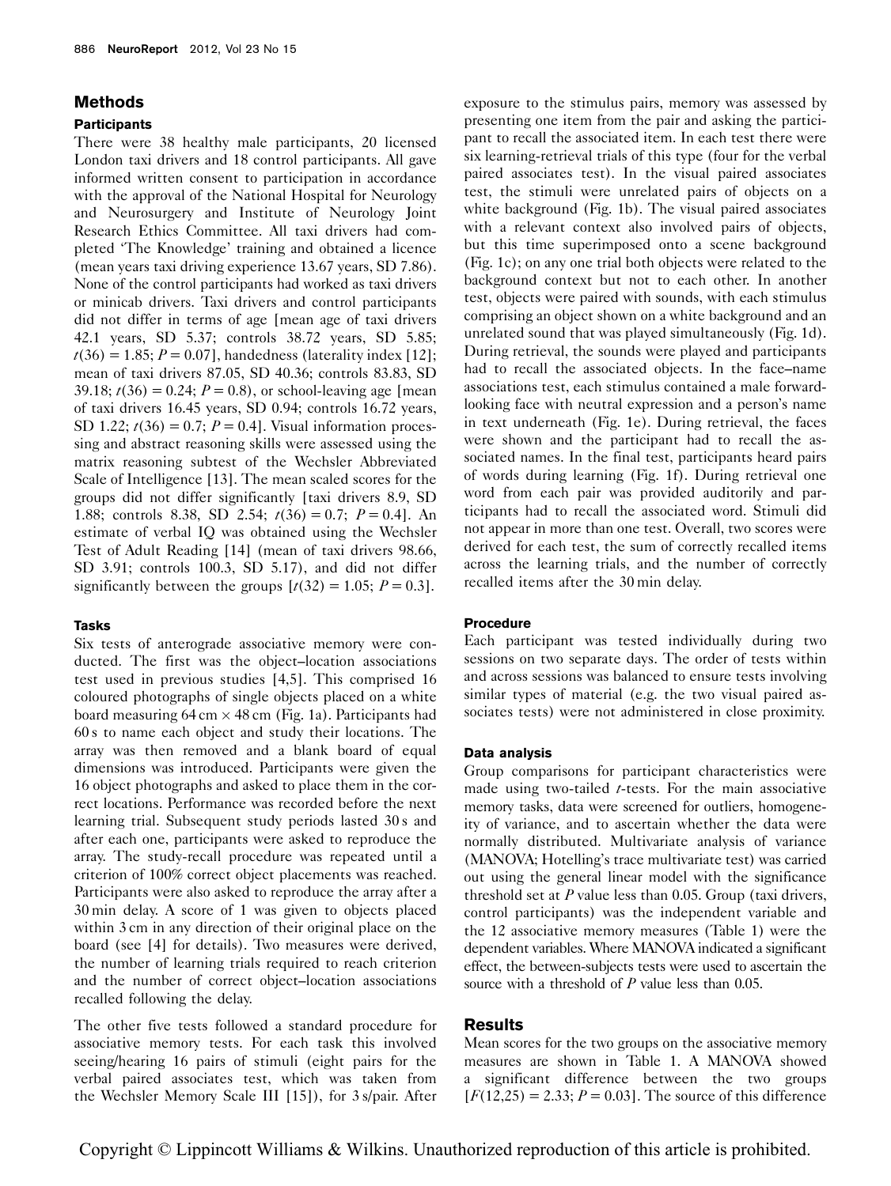## Methods

### Participants

There were 38 healthy male participants, 20 licensed London taxi drivers and 18 control participants. All gave informed written consent to participation in accordance with the approval of the National Hospital for Neurology and Neurosurgery and Institute of Neurology Joint Research Ethics Committee. All taxi drivers had completed 'The Knowledge' training and obtained a licence (mean years taxi driving experience 13.67 years, SD 7.86). None of the control participants had worked as taxi drivers or minicab drivers. Taxi drivers and control participants did not differ in terms of age [mean age of taxi drivers 42.1 years, SD 5.37; controls 38.72 years, SD 5.85; $t(36) = 1.85$; $P = 0.07$], handedness (laterality index [12]; mean of taxi drivers 87.05, SD 40.36; controls 83.83, SD 39.18; $t(36) = 0.24$; $P = 0.8$), or school-leaving age [mean of taxi drivers 16.45 years, SD 0.94; controls 16.72 years, SD 1.22; $t(36) = 0.7$; $P = 0.4$]. Visual information processing and abstract reasoning skills were assessed using the matrix reasoning subtest of the Wechsler Abbreviated Scale of Intelligence [13]. The mean scaled scores for the groups did not differ significantly [taxi drivers 8.9, SD 1.88; controls 8.38, SD 2.54; $t(36) = 0.7$; $P = 0.4$]. An estimate of verbal IQ was obtained using the Wechsler Test of Adult Reading [14] (mean of taxi drivers 98.66, SD 3.91; controls 100.3, SD 5.17), and did not differ significantly between the groups [$t(32) = 1.05$; $P = 0.3$].

### Tasks

Six tests of anterograde associative memory were conducted. The first was the object–location associations test used in previous studies [4,5]. This comprised 16 coloured photographs of single objects placed on a white board measuring 64 cm × 48 cm (Fig. 1a). Participants had 60 s to name each object and study their locations. The array was then removed and a blank board of equal dimensions was introduced. Participants were given the 16 object photographs and asked to place them in the correct locations. Performance was recorded before the next learning trial. Subsequent study periods lasted 30 s and after each one, participants were asked to reproduce the array. The study-recall procedure was repeated until a criterion of 100% correct object placements was reached. Participants were also asked to reproduce the array after a 30 min delay. A score of 1 was given to objects placed within 3 cm in any direction of their original place on the board (see [4] for details). Two measures were derived, the number of learning trials required to reach criterion and the number of correct object–location associations recalled following the delay.

The other five tests followed a standard procedure for associative memory tests. For each task this involved seeing/hearing 16 pairs of stimuli (eight pairs for the verbal paired associates test, which was taken from the Wechsler Memory Scale III [15]), for 3 s/pair. After exposure to the stimulus pairs, memory was assessed by presenting one item from the pair and asking the participant to recall the associated item. In each test there were six learning-retrieval trials of this type (four for the verbal paired associates test). In the visual paired associates test, the stimuli were unrelated pairs of objects on a white background (Fig. 1b). The visual paired associates with a relevant context also involved pairs of objects, but this time superimposed onto a scene background (Fig. 1c); on any one trial both objects were related to the background context but not to each other. In another test, objects were paired with sounds, with each stimulus comprising an object shown on a white background and an unrelated sound that was played simultaneously (Fig. 1d). During retrieval, the sounds were played and participants had to recall the associated objects. In the face–name associations test, each stimulus contained a male forward-looking face with neutral expression and a person's name in text underneath (Fig. 1e). During retrieval, the faces were shown and the participant had to recall the associated names. In the final test, participants heard pairs of words during learning (Fig. 1f). During retrieval one word from each pair was provided auditorily and participants had to recall the associated word. Stimuli did not appear in more than one test. Overall, two scores were derived for each test, the sum of correctly recalled items across the learning trials, and the number of correctly recalled items after the 30 min delay.

### Procedure

Each participant was tested individually during two sessions on two separate days. The order of tests within and across sessions was balanced to ensure tests involving similar types of material (e.g. the two visual paired associates tests) were not administered in close proximity.

### Data analysis

Group comparisons for participant characteristics were made using two-tailed *t*-tests. For the main associative memory tasks, data were screened for outliers, homogeneity of variance, and to ascertain whether the data were normally distributed. Multivariate analysis of variance (MANOVA; Hotelling's trace multivariate test) was carried out using the general linear model with the significance threshold set at $P$ value less than 0.05. Group (taxi drivers, control participants) was the independent variable and the 12 associative memory measures (Table 1) were the dependent variables. Where MANOVA indicated a significant effect, the between-subjects tests were used to ascertain the source with a threshold of $P$ value less than 0.05.

## Results

Mean scores for the two groups on the associative memory measures are shown in Table 1. A MANOVA showed a significant difference between the two groups [$F(12,25) = 2.33$; $P = 0.03$]. The source of this difference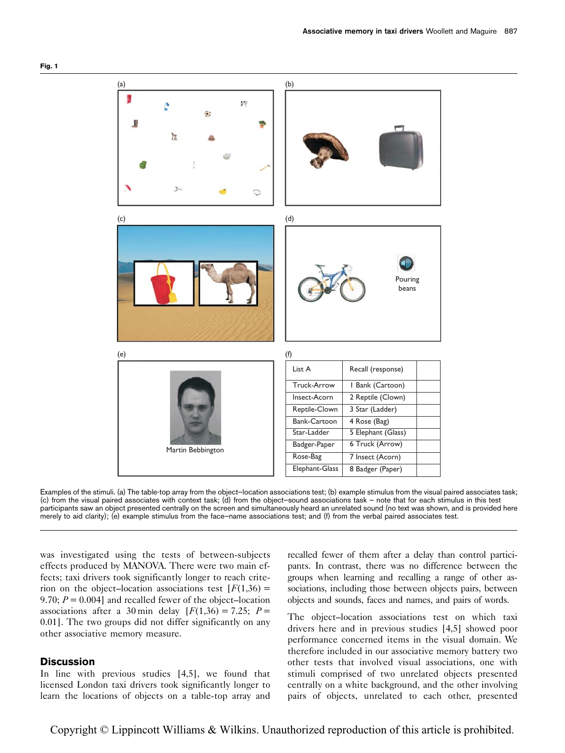Fig. 1

| List A | Recall (response) | |
|---|---|---|
| Truck-Arrow | 1 Bank (Cartoon) | |
| Insect-Acorn | 2 Reptile (Clown) | |
| Reptile-Clown | 3 Star (Ladder) | |
| Bank-Cartoon | 4 Rose (Bag) | |
| Star-Ladder | 5 Elephant (Glass) | |
| Badger-Paper | 6 Truck (Arrow) | |
| Rose-Bag | 7 Insect (Acorn) | |
| Elephant-Glass | 8 Badger (Paper) | |

Examples of the stimuli. (a) The table-top array from the object–location associations test; (b) example stimulus from the visual paired associates task; (c) from the visual paired associates with context task; (d) from the object–sound associations task – note that for each stimulus in this test participants saw an object presented centrally on the screen and simultaneously heard an unrelated sound (no text was shown, and is provided here merely to aid clarity); (e) example stimulus from the face–name associations test; and (f) from the verbal paired associates test.

was investigated using the tests of between-subjects effects produced by MANOVA. There were two main effects; taxi drivers took significantly longer to reach criterion on the object–location associations test [$F(1,36) = 9.70$; $P = 0.004$] and recalled fewer of the object–location associations after a 30 min delay [$F(1,36) = 7.25$; $P = 0.01$]. The two groups did not differ significantly on any other associative memory measure.

## Discussion

In line with previous studies [4,5], we found that licensed London taxi drivers took significantly longer to learn the locations of objects on a table-top array and recalled fewer of them after a delay than control participants. In contrast, there was no difference between the groups when learning and recalling a range of other associations, including those between objects pairs, between objects and sounds, faces and names, and pairs of words.

The object–location associations test on which taxi drivers here and in previous studies [4,5] showed poor performance concerned items in the visual domain. We therefore included in our associative memory battery two other tests that involved visual associations, one with stimuli comprised of two unrelated objects presented centrally on a white background, and the other involving pairs of objects, unrelated to each other, presented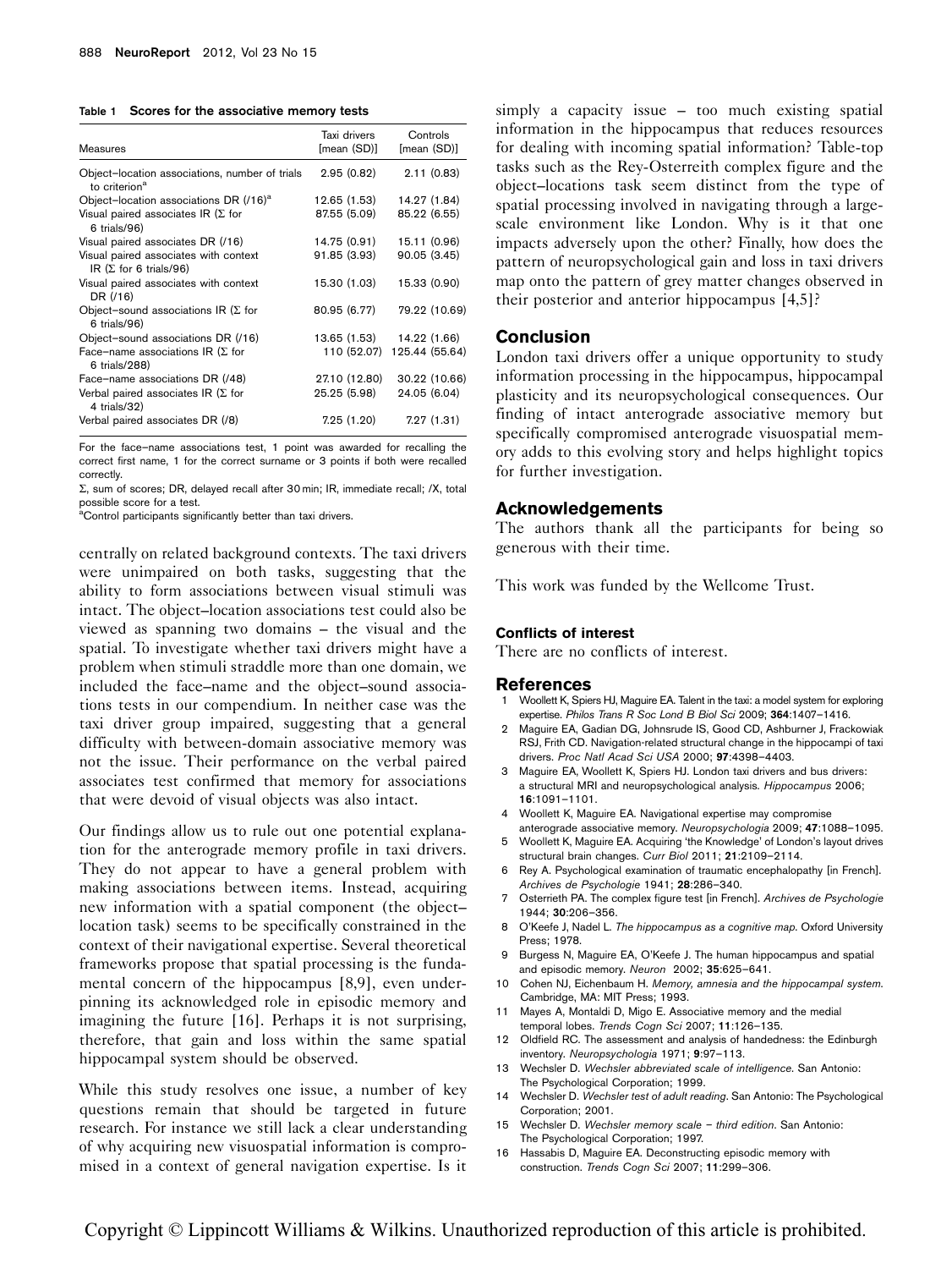**Table 1 Scores for the associative memory tests**

| Measures | Taxi drivers [mean (SD)] | Controls [mean (SD)] |
|---|---|---|
| Object–location associations, number of trials to criterion[a] | 2.95 (0.82) | 2.11 (0.83) |
| Object–location associations DR (/16)[a] | 12.65 (1.53) | 14.27 (1.84) |
| Visual paired associates IR (Σ for 6 trials/96) | 87.55 (5.09) | 85.22 (6.55) |
| Visual paired associates DR (/16) | 14.75 (0.91) | 15.11 (0.96) |
| Visual paired associates with context IR (Σ for 6 trials/96) | 91.85 (3.93) | 90.05 (3.45) |
| Visual paired associates with context DR (/16) | 15.30 (1.03) | 15.33 (0.90) |
| Object–sound associations IR (Σ for 6 trials/96) | 80.95 (6.77) | 79.22 (10.69) |
| Object–sound associations DR (/16) | 13.65 (1.53) | 14.22 (1.66) |
| Face–name associations IR (Σ for 6 trials/288) | 110 (52.07) | 125.44 (55.64) |
| Face–name associations DR (/48) | 27.10 (12.80) | 30.22 (10.66) |
| Verbal paired associates IR (Σ for 4 trials/32) | 25.25 (5.98) | 24.05 (6.04) |
| Verbal paired associates DR (/8) | 7.25 (1.20) | 7.27 (1.31) |

For the face–name associations test, 1 point was awarded for recalling the correct first name, 1 for the correct surname or 3 points if both were recalled correctly.

Σ, sum of scores; DR, delayed recall after 30 min; IR, immediate recall; /X, total possible score for a test.

[a]Control participants significantly better than taxi drivers.

centrally on related background contexts. The taxi drivers were unimpaired on both tasks, suggesting that the ability to form associations between visual stimuli was intact. The object–location associations test could also be viewed as spanning two domains – the visual and the spatial. To investigate whether taxi drivers might have a problem when stimuli straddle more than one domain, we included the face–name and the object–sound associations tests in our compendium. In neither case was the taxi driver group impaired, suggesting that a general difficulty with between-domain associative memory was not the issue. Their performance on the verbal paired associates test confirmed that memory for associations that were devoid of visual objects was also intact.

Our findings allow us to rule out one potential explanation for the anterograde memory profile in taxi drivers. They do not appear to have a general problem with making associations between items. Instead, acquiring new information with a spatial component (the object–location task) seems to be specifically constrained in the context of their navigational expertise. Several theoretical frameworks propose that spatial processing is the fundamental concern of the hippocampus [8,9], even underpinning its acknowledged role in episodic memory and imagining the future [16]. Perhaps it is not surprising, therefore, that gain and loss within the same spatial hippocampal system should be observed.

While this study resolves one issue, a number of key questions remain that should be targeted in future research. For instance we still lack a clear understanding of why acquiring new visuospatial information is compromised in a context of general navigation expertise. Is it simply a capacity issue – too much existing spatial information in the hippocampus that reduces resources for dealing with incoming spatial information? Table-top tasks such as the Rey-Osterreith complex figure and the object–locations task seem distinct from the type of spatial processing involved in navigating through a large-scale environment like London. Why is it that one impacts adversely upon the other? Finally, how does the pattern of neuropsychological gain and loss in taxi drivers map onto the pattern of grey matter changes observed in their posterior and anterior hippocampus [4,5]?

## Conclusion

London taxi drivers offer a unique opportunity to study information processing in the hippocampus, hippocampal plasticity and its neuropsychological consequences. Our finding of intact anterograde associative memory but specifically compromised anterograde visuospatial memory adds to this evolving story and helps highlight topics for further investigation.

## Acknowledgements

The authors thank all the participants for being so generous with their time.

This work was funded by the Wellcome Trust.

### Conflicts of interest

There are no conflicts of interest.

## References

1. Woollett K, Spiers HJ, Maguire EA. Talent in the taxi: a model system for exploring expertise. *Philos Trans R Soc Lond B Biol Sci* 2009; **364**:1407–1416.
2. Maguire EA, Gadian DG, Johnsrude IS, Good CD, Ashburner J, Frackowiak RSJ, Frith CD. Navigation-related structural change in the hippocampi of taxi drivers. *Proc Natl Acad Sci USA* 2000; **97**:4398–4403.
3. Maguire EA, Woollett K, Spiers HJ. London taxi drivers and bus drivers: a structural MRI and neuropsychological analysis. *Hippocampus* 2006; **16**:1091–1101.
4. Woollett K, Maguire EA. Navigational expertise may compromise anterograde associative memory. *Neuropsychologia* 2009; **47**:1088–1095.
5. Woollett K, Maguire EA. Acquiring 'the Knowledge' of London's layout drives structural brain changes. *Curr Biol* 2011; **21**:2109–2114.
6. Rey A. Psychological examination of traumatic encephalopathy [in French]. *Archives de Psychologie* 1941; **28**:286–340.
7. Osterrieth PA. The complex figure test [in French]. *Archives de Psychologie* 1944; **30**:206–356.
8. O'Keefe J, Nadel L. *The hippocampus as a cognitive map*. Oxford University Press; 1978.
9. Burgess N, Maguire EA, O'Keefe J. The human hippocampus and spatial and episodic memory. *Neuron* 2002; **35**:625–641.
10. Cohen NJ, Eichenbaum H. *Memory, amnesia and the hippocampal system*. Cambridge, MA: MIT Press; 1993.
11. Mayes A, Montaldi D, Migo E. Associative memory and the medial temporal lobes. *Trends Cogn Sci* 2007; **11**:126–135.
12. Oldfield RC. The assessment and analysis of handedness: the Edinburgh inventory. *Neuropsychologia* 1971; **9**:97–113.
13. Wechsler D. *Wechsler abbreviated scale of intelligence*. San Antonio: The Psychological Corporation; 1999.
14. Wechsler D. *Wechsler test of adult reading*. San Antonio: The Psychological Corporation; 2001.
15. Wechsler D. *Wechsler memory scale – third edition*. San Antonio: The Psychological Corporation; 1997.
16. Hassabis D, Maguire EA. Deconstructing episodic memory with construction. *Trends Cogn Sci* 2007; **11**:299–306.